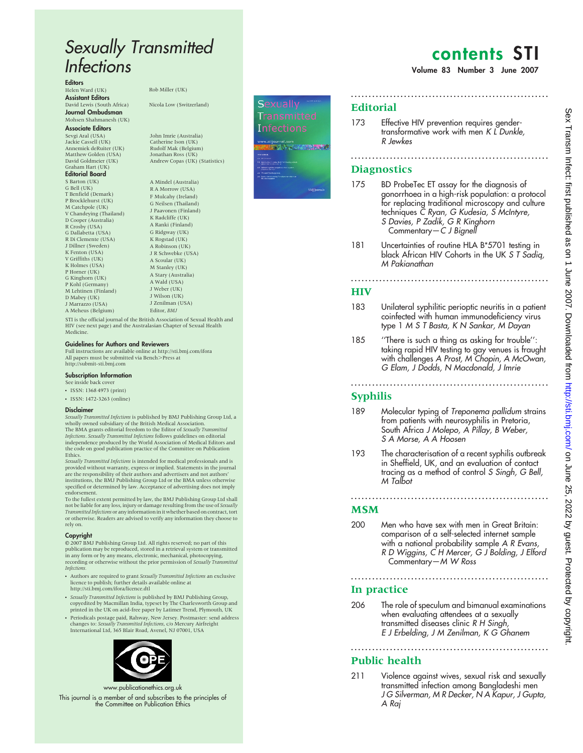# Sexually Transmitted Infections

**Editors**
Helen Ward (UK)
Rob Miller (UK)

**Assistant Editors**
David Lewis (South Africa)
Nicola Low (Switzerland)

**Journal Ombudsman**
Mohsen Shahmanesh (UK)

**Associate Editors**
Sevgi Aral (USA)
Jackie Cassell (UK)
Annemiek deRuiter (UK)
Matthew Golden (USA)
David Goldmeier (UK)
Graham Hart (UK)
John Imrie (Australia)
Catherine Ison (UK)
Rudolf Mak (Belgium)
Jonathan Ross (UK)
Andrew Copas (UK) (Statistics)

**Editorial Board**
S Barton (UK)
G Bell (UK)
T Benfield (Demark)
P Brocklehurst (UK)
M Catchpole (UK)
V Chandeying (Thailand)
D Cooper (Australia)
R Crosby (USA)
G Dallabetta (USA)
R Di Clemente (USA)
J Dillner (Sweden)
K Fenton (USA)
V Griffiths (UK)
K Holmes (USA)
P Horner (UK)
G Kinghorn (UK)
P Kohl (Germany)
M Lehtinen (Finland)
D Mabey (UK)
J Marrazzo (USA)
A Meheus (Belgium)
A Mindel (Australia)
R A Morrow (USA)
F Mulcahy (Ireland)
G Neilsen (Thailand)
J Paavonen (Finland)
K Radcliffe (UK)
A Ranki (Finland)
G Ridgway (UK)
K Rogstad (UK)
A Robinson (UK)
J R Schwebke (USA)
A Scoular (UK)
M Stanley (UK)
A Stary (Australia)
A Wald (USA)
J Weber (UK)
J Wilson (UK)
J Zenilman (USA)
Editor, *BMJ*

STI is the official journal of the British Association of Sexual Health and HIV (see next page) and the Australasian Chapter of Sexual Health Medicine.

**Guidelines for Authors and Reviewers**
Full instructions are available online at http://sti.bmj.com/ifora
All papers must be submitted via Bench>Press at http://submit-sti.bmj.com

**Subscription Information**
See inside back cover

- ISSN: 1368 4973 (print)
- ISSN: 1472-3263 (online)

**Disclaimer**
*Sexually Transmitted Infections* is published by BMJ Publishing Group Ltd, a wholly owned subsidiary of the British Medical Association.
The BMA grants editorial freedom to the Editor of *Sexually Transmitted Infections*. *Sexually Transmitted Infections* follows guidelines on editorial independence produced by the World Association of Medical Editors and the code on good publication practice of the Committee on Publication Ethics.
*Sexually Transmitted Infections* is intended for medical professionals and is provided without warranty, express or implied. Statements in the journal are the responsibility of their authors and advertisers and not authors' institutions, the BMJ Publishing Group Ltd or the BMA unless otherwise specified or determined by law. Acceptance of advertising does not imply endorsement.
To the fullest extent permitted by law, the BMJ Publishing Group Ltd shall not be liable for any loss, injury or damage resulting from the use of *Sexually Transmitted Infections* or any information in it whether based on contract, tort or otherwise. Readers are advised to verify any information they choose to rely on.

**Copyright**
© 2007 BMJ Publishing Group Ltd. All rights reserved; no part of this publication may be reproduced, stored in a retrieval system or transmitted in any form or by any means, electronic, mechanical, photocopying, recording or otherwise without the prior permission of *Sexually Transmitted Infections*.

- Authors are required to grant *Sexually Transmitted Infections* an exclusive licence to publish; further details available online at http://sti.bmj.com/ifora/licence.dtl
- *Sexually Transmitted Infections* is published by BMJ Publishing Group, copyedited by Macmillan India, typeset by The Charlesworth Group and printed in the UK on acid-free paper by Latimer Trend, Plymouth, UK
- Periodicals postage paid, Rahway, New Jersey. Postmaster: send address changes to: *Sexually Transmitted Infections*, c/o Mercury Airfreight International Ltd, 365 Blair Road, Avenel, NJ 07001, USA

www.publicationethics.org.uk

This journal is a member of and subscribes to the principles of the Committee on Publication Ethics

# contents STI

**Volume 83 Number 3 June 2007**

## Editorial

173 Effective HIV prevention requires gender-transformative work with men *K L Dunkle, R Jewkes*

## Diagnostics

175 BD ProbeTec ET assay for the diagnosis of gonorrhoea in a high-risk population: a protocol for replacing traditional microscopy and culture techniques *C Ryan, G Kudesia, S McIntyre, S Davies, P Zadik, G R Kinghorn*
Commentary—*C J Bignell*

181 Uncertainties of routine HLA B*5701 testing in black African HIV Cohorts in the UK *S T Sadiq, M Pakianathan*

## HIV

183 Unilateral syphilitic perioptic neuritis in a patient coinfected with human immunodeficiency virus type 1 *M S T Basta, K N Sankar, M Dayan*

185 ''There is such a thing as asking for trouble'': taking rapid HIV testing to gay venues is fraught with challenges *A Prost, M Chopin, A McOwan, G Elam, J Dodds, N Macdonald, J Imrie*

## Syphilis

189 Molecular typing of *Treponema pallidum* strains from patients with neurosyphilis in Pretoria, South Africa *J Molepo, A Pillay, B Weber, S A Morse, A A Hoosen*

193 The characterisation of a recent syphilis outbreak in Sheffield, UK, and an evaluation of contact tracing as a method of control *S Singh, G Bell, M Talbot*

## MSM

200 Men who have sex with men in Great Britain: comparison of a self-selected internet sample with a national probability sample *A R Evans, R D Wiggins, C H Mercer, G J Bolding, J Elford*
Commentary—*M W Ross*

## In practice

206 The role of speculum and bimanual examinations when evaluating attendees at a sexually transmitted diseases clinic *R H Singh, E J Erbelding, J M Zenilman, K G Ghanem*

## Public health

211 Violence against wives, sexual risk and sexually transmitted infection among Bangladeshi men *J G Silverman, M R Decker, N A Kapur, J Gupta, A Raj*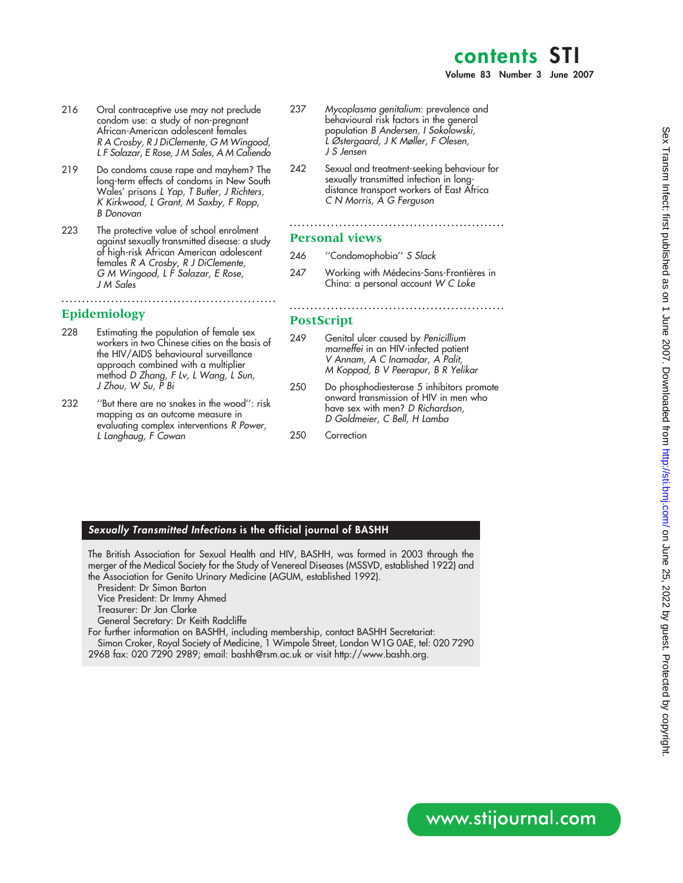216 Oral contraceptive use may not preclude condom use: a study of non-pregnant African-American adolescent females *R A Crosby, R J DiClemente, G M Wingood, L F Salazar, E Rose, J M Sales, A M Caliendo*

219 Do condoms cause rape and mayhem? The long-term effects of condoms in New South Wales' prisons *L Yap, T Butler, J Richters, K Kirkwood, L Grant, M Saxby, F Ropp, B Donovan*

223 The protective value of school enrolment against sexually transmitted disease: a study of high-risk African American adolescent females *R A Crosby, R J DiClemente, G M Wingood, L F Salazar, E Rose, J M Sales*

## Epidemiology

228 Estimating the population of female sex workers in two Chinese cities on the basis of the HIV/AIDS behavioural surveillance approach combined with a multiplier method *D Zhang, F Lv, L Wang, L Sun, J Zhou, W Su, P Bi*

232 ''But there are no snakes in the wood'': risk mapping as an outcome measure in evaluating complex interventions *R Power, L Langhaug, F Cowan*

237 *Mycoplasma genitalium*: prevalence and behavioural risk factors in the general population *B Andersen, I Sokolowski, L Østergaard, J K Møller, F Olesen, J S Jensen*

242 Sexual and treatment-seeking behaviour for sexually transmitted infection in long-distance transport workers of East Africa *C N Morris, A G Ferguson*

## Personal views

246 ''Condomophobia'' *S Slack*

247 Working with Médecins-Sans-Frontières in China: a personal account *W C Loke*

## PostScript

249 Genital ulcer caused by *Penicillium marneffei* in an HIV-infected patient *V Annam, A C Inamadar, A Palit, M Koppad, B V Peerapur, B R Yelikar*

250 Do phosphodiesterase 5 inhibitors promote onward transmission of HIV in men who have sex with men? *D Richardson, D Goldmeier, C Bell, H Lamba*

250 Correction

### *Sexually Transmitted Infections* is the official journal of BASHH

The British Association for Sexual Health and HIV, BASHH, was formed in 2003 through the merger of the Medical Society for the Study of Venereal Diseases (MSSVD, established 1922) and the Association for Genito Urinary Medicine (AGUM, established 1992).

President: Dr Simon Barton
Vice President: Dr Immy Ahmed
Treasurer: Dr Jan Clarke
General Secretary: Dr Keith Radcliffe

For further information on BASHH, including membership, contact BASHH Secretariat:
Simon Croker, Royal Society of Medicine, 1 Wimpole Street, London W1G 0AE, tel: 020 7290 2968 fax: 020 7290 2989; email: bashh@rsm.ac.uk or visit http://www.bashh.org.

www.stijournal.com